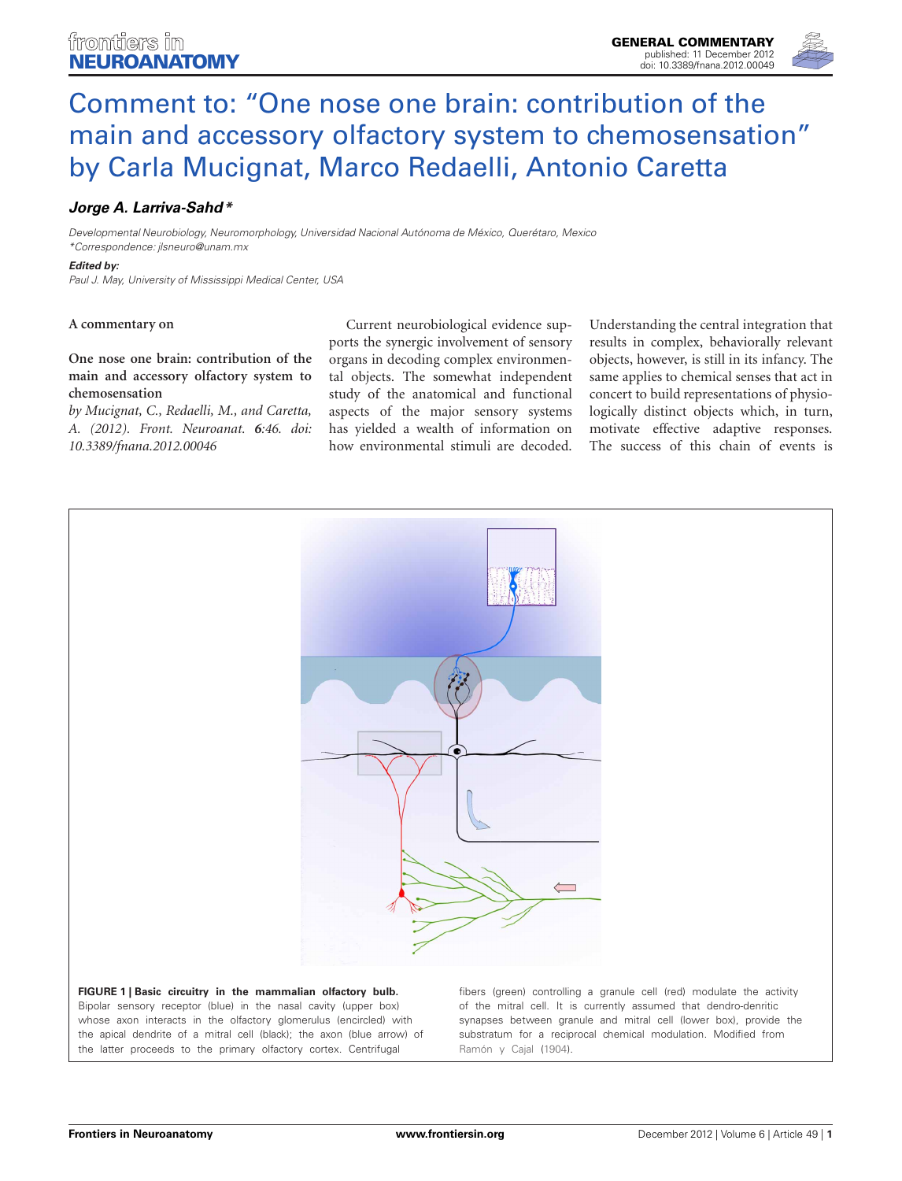# Comment to: "One nose one brain: contribution of the main and accessory olfactory system to chemosensation" by Carla Mucignat, Marco Redaelli, Antonio Caretta

***Jorge A. Larriva-Sahd****

*Developmental Neurobiology, Neuromorphology, Universidad Nacional Autónoma de México, Querétaro, Mexico*
*\*Correspondence: jlsneuro@unam.mx*

***Edited by:***
*Paul J. May, University of Mississippi Medical Center, USA*

**A commentary on**

**One nose one brain: contribution of the main and accessory olfactory system to chemosensation**
*by Mucignat, C., Redaelli, M., and Caretta, A. (2012). Front. Neuroanat.* ***6****:46. doi: 10.3389/fnana.2012.00046*

Current neurobiological evidence supports the synergic involvement of sensory organs in decoding complex environmental objects. The somewhat independent study of the anatomical and functional aspects of the major sensory systems has yielded a wealth of information on how environmental stimuli are decoded. Understanding the central integration that results in complex, behaviorally relevant objects, however, is still in its infancy. The same applies to chemical senses that act in concert to build representations of physiologically distinct objects which, in turn, motivate effective adaptive responses. The success of this chain of events is

**FIGURE 1 | Basic circuitry in the mammalian olfactory bulb.** Bipolar sensory receptor (blue) in the nasal cavity (upper box) whose axon interacts in the olfactory glomerulus (encircled) with the apical dendrite of a mitral cell (black); the axon (blue arrow) of the latter proceeds to the primary olfactory cortex. Centrifugal fibers (green) controlling a granule cell (red) modulate the activity of the mitral cell. It is currently assumed that dendro-dendritic synapses between granule and mitral cell (lower box), provide the substratum for a reciprocal chemical modulation. Modified from Ramón y Cajal (1904).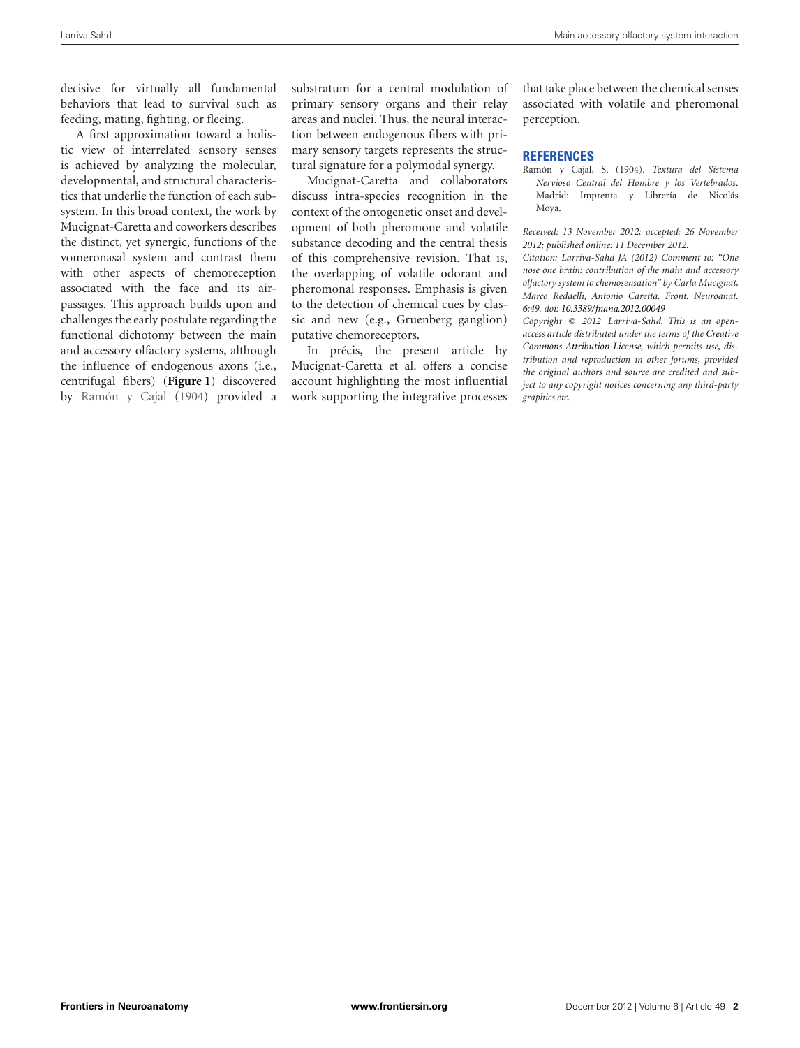decisive for virtually all fundamental behaviors that lead to survival such as feeding, mating, fighting, or fleeing.

A first approximation toward a holistic view of interrelated sensory senses is achieved by analyzing the molecular, developmental, and structural characteristics that underlie the function of each subsystem. In this broad context, the work by Mucignat-Caretta and coworkers describes the distinct, yet synergic, functions of the vomeronasal system and contrast them with other aspects of chemoreception associated with the face and its airpassages. This approach builds upon and challenges the early postulate regarding the functional dichotomy between the main and accessory olfactory systems, although the influence of endogenous axons (i.e., centrifugal fibers) (**Figure 1**) discovered by Ramón y Cajal (1904) provided a substratum for a central modulation of primary sensory organs and their relay areas and nuclei. Thus, the neural interaction between endogenous fibers with primary sensory targets represents the structural signature for a polymodal synergy.

Mucignat-Caretta and collaborators discuss intra-species recognition in the context of the ontogenetic onset and development of both pheromone and volatile substance decoding and the central thesis of this comprehensive revision. That is, the overlapping of volatile odorant and pheromonal responses. Emphasis is given to the detection of chemical cues by classic and new (e.g., Gruenberg ganglion) putative chemoreceptors.

In précis, the present article by Mucignat-Caretta et al. offers a concise account highlighting the most influential work supporting the integrative processes that take place between the chemical senses associated with volatile and pheromonal perception.

## REFERENCES

Ramón y Cajal, S. (1904). *Textura del Sistema Nervioso Central del Hombre y los Vertebrados*. Madrid: Imprenta y Librería de Nicolás Moya.

*Received: 13 November 2012; accepted: 26 November 2012; published online: 11 December 2012.*

*Citation: Larriva-Sahd JA (2012) Comment to: "One nose one brain: contribution of the main and accessory olfactory system to chemosensation" by Carla Mucignat, Marco Redaelli, Antonio Caretta. Front. Neuroanat.* ***6****:49. doi: 10.3389/fnana.2012.00049*

*Copyright © 2012 Larriva-Sahd. This is an open-access article distributed under the terms of the Creative Commons Attribution License, which permits use, distribution and reproduction in other forums, provided the original authors and source are credited and subject to any copyright notices concerning any third-party graphics etc.*